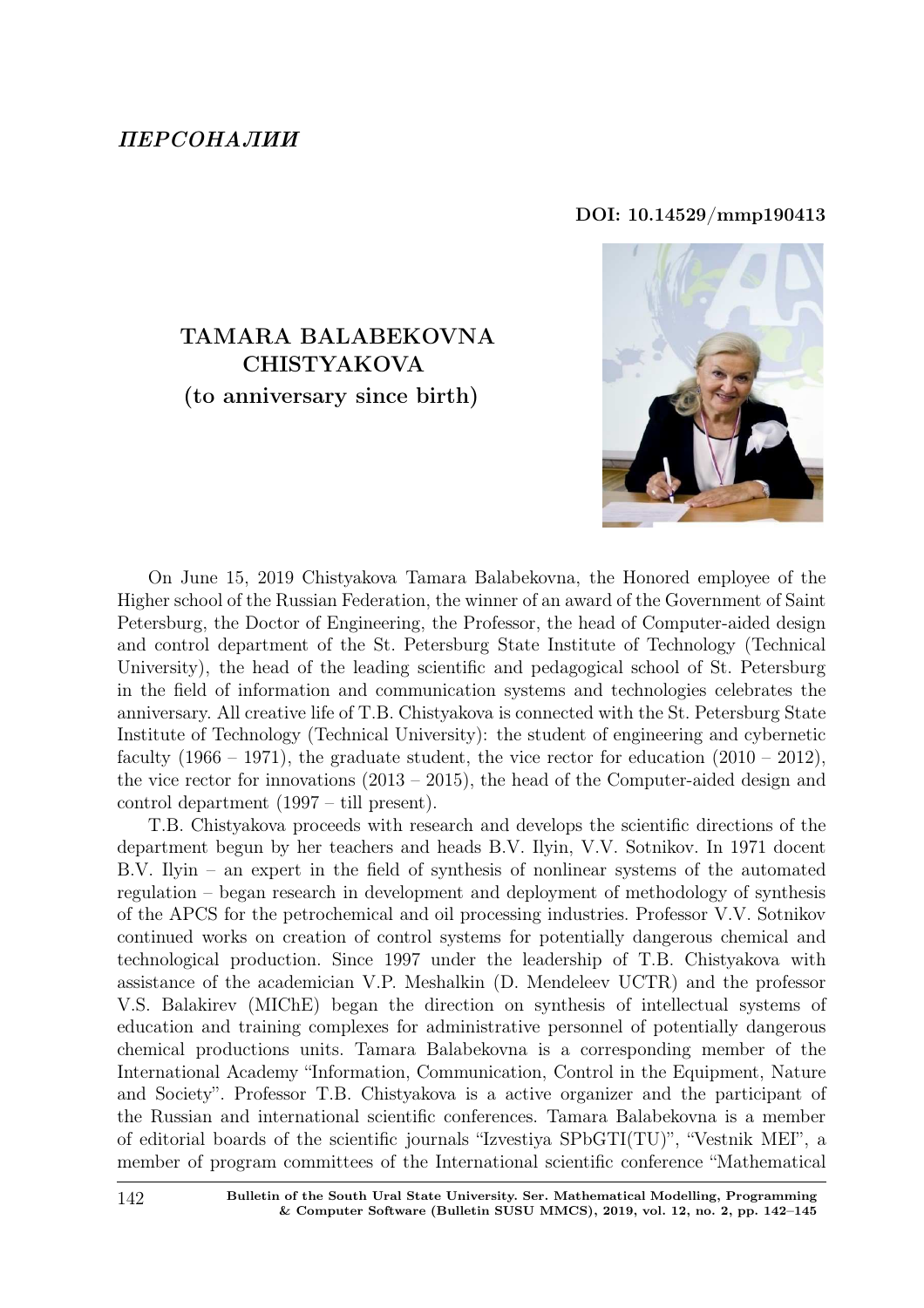*ПЕРСОНАЛИИ*

**DOI: 10.14529/mmp190413**

# TAMARA BALABEKOVNA CHISTYAKOVA (to anniversary since birth)

On June 15, 2019 Chistyakova Tamara Balabekovna, the Honored employee of the Higher school of the Russian Federation, the winner of an award of the Government of Saint Petersburg, the Doctor of Engineering, the Professor, the head of Computer-aided design and control department of the St. Petersburg State Institute of Technology (Technical University), the head of the leading scientific and pedagogical school of St. Petersburg in the field of information and communication systems and technologies celebrates the anniversary. All creative life of T.B. Chistyakova is connected with the St. Petersburg State Institute of Technology (Technical University): the student of engineering and cybernetic faculty (1966 – 1971), the graduate student, the vice rector for education (2010 – 2012), the vice rector for innovations (2013 – 2015), the head of the Computer-aided design and control department (1997 – till present).

T.B. Chistyakova proceeds with research and develops the scientific directions of the department begun by her teachers and heads B.V. Ilyin, V.V. Sotnikov. In 1971 docent B.V. Ilyin – an expert in the field of synthesis of nonlinear systems of the automated regulation – began research in development and deployment of methodology of synthesis of the APCS for the petrochemical and oil processing industries. Professor V.V. Sotnikov continued works on creation of control systems for potentially dangerous chemical and technological production. Since 1997 under the leadership of T.B. Chistyakova with assistance of the academician V.P. Meshalkin (D. Mendeleev UCTR) and the professor V.S. Balakirev (MIChE) began the direction on synthesis of intellectual systems of education and training complexes for administrative personnel of potentially dangerous chemical productions units. Tamara Balabekovna is a corresponding member of the International Academy "Information, Communication, Control in the Equipment, Nature and Society". Professor T.B. Chistyakova is a active organizer and the participant of the Russian and international scientific conferences. Tamara Balabekovna is a member of editorial boards of the scientific journals "Izvestiya SPbGTI(TU)", "Vestnik MEI", a member of program committees of the International scientific conference "Mathematical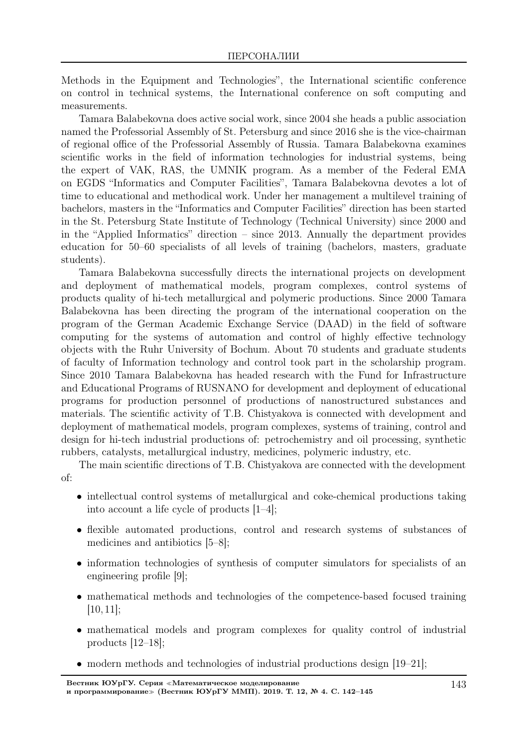Methods in the Equipment and Technologies", the International scientific conference on control in technical systems, the International conference on soft computing and measurements.

Tamara Balabekovna does active social work, since 2004 she heads a public association named the Professorial Assembly of St. Petersburg and since 2016 she is the vice-chairman of regional office of the Professorial Assembly of Russia. Tamara Balabekovna examines scientific works in the field of information technologies for industrial systems, being the expert of VAK, RAS, the UMNIK program. As a member of the Federal EMA on EGDS "Informatics and Computer Facilities", Tamara Balabekovna devotes a lot of time to educational and methodical work. Under her management a multilevel training of bachelors, masters in the "Informatics and Computer Facilities" direction has been started in the St. Petersburg State Institute of Technology (Technical University) since 2000 and in the "Applied Informatics" direction – since 2013. Annually the department provides education for 50–60 specialists of all levels of training (bachelors, masters, graduate students).

Tamara Balabekovna successfully directs the international projects on development and deployment of mathematical models, program complexes, control systems of products quality of hi-tech metallurgical and polymeric productions. Since 2000 Tamara Balabekovna has been directing the program of the international cooperation on the program of the German Academic Exchange Service (DAAD) in the field of software computing for the systems of automation and control of highly effective technology objects with the Ruhr University of Bochum. About 70 students and graduate students of faculty of Information technology and control took part in the scholarship program. Since 2010 Tamara Balabekovna has headed research with the Fund for Infrastructure and Educational Programs of RUSNANO for development and deployment of educational programs for production personnel of productions of nanostructured substances and materials. The scientific activity of T.B. Chistyakova is connected with development and deployment of mathematical models, program complexes, systems of training, control and design for hi-tech industrial productions of: petrochemistry and oil processing, synthetic rubbers, catalysts, metallurgical industry, medicines, polymeric industry, etc.

The main scientific directions of T.B. Chistyakova are connected with the development of:

- intellectual control systems of metallurgical and coke-chemical productions taking into account a life cycle of products [1–4];
- flexible automated productions, control and research systems of substances of medicines and antibiotics [5–8];
- information technologies of synthesis of computer simulators for specialists of an engineering profile [9];
- mathematical methods and technologies of the competence-based focused training [10, 11];
- mathematical models and program complexes for quality control of industrial products [12–18];
- modern methods and technologies of industrial productions design [19–21];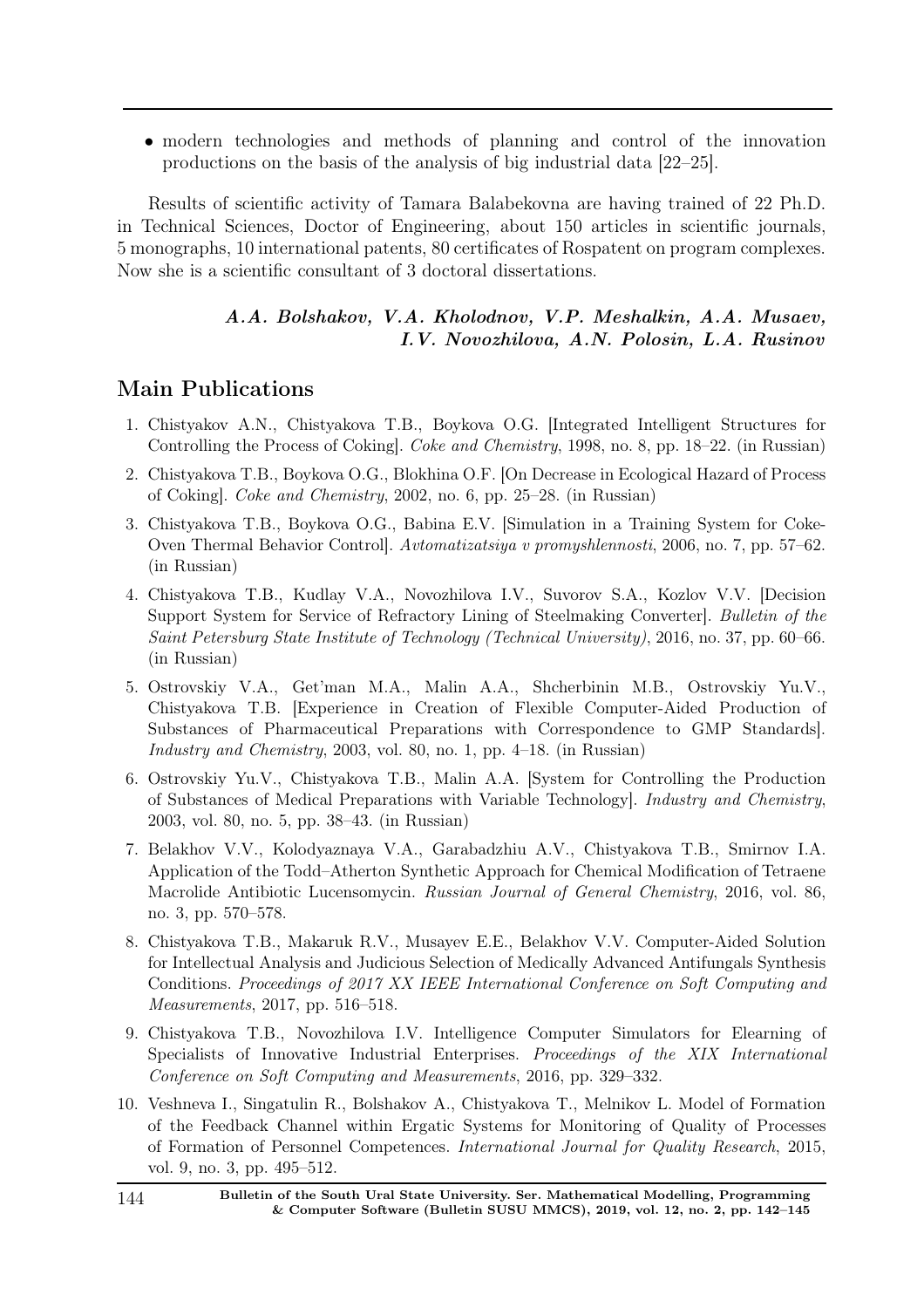- modern technologies and methods of planning and control of the innovation productions on the basis of the analysis of big industrial data [22–25].

Results of scientific activity of Tamara Balabekovna are having trained of 22 Ph.D. in Technical Sciences, Doctor of Engineering, about 150 articles in scientific journals, 5 monographs, 10 international patents, 80 certificates of Rospatent on program complexes. Now she is a scientific consultant of 3 doctoral dissertations.

***A.A. Bolshakov, V.A. Kholodnov, V.P. Meshalkin, A.A. Musaev, I.V. Novozhilova, A.N. Polosin, L.A. Rusinov***

## Main Publications

1. Chistyakov A.N., Chistyakova T.B., Boykova O.G. [Integrated Intelligent Structures for Controlling the Process of Coking]. *Coke and Chemistry*, 1998, no. 8, pp. 18–22. (in Russian)
2. Chistyakova T.B., Boykova O.G., Blokhina O.F. [On Decrease in Ecological Hazard of Process of Coking]. *Coke and Chemistry*, 2002, no. 6, pp. 25–28. (in Russian)
3. Chistyakova T.B., Boykova O.G., Babina E.V. [Simulation in a Training System for Coke-Oven Thermal Behavior Control]. *Avtomatizatsiya v promyshlennosti*, 2006, no. 7, pp. 57–62. (in Russian)
4. Chistyakova T.B., Kudlay V.A., Novozhilova I.V., Suvorov S.A., Kozlov V.V. [Decision Support System for Service of Refractory Lining of Steelmaking Converter]. *Bulletin of the Saint Petersburg State Institute of Technology (Technical University)*, 2016, no. 37, pp. 60–66. (in Russian)
5. Ostrovskiy V.A., Get'man M.A., Malin A.A., Shcherbinin M.B., Ostrovskiy Yu.V., Chistyakova T.B. [Experience in Creation of Flexible Computer-Aided Production of Substances of Pharmaceutical Preparations with Correspondence to GMP Standards]. *Industry and Chemistry*, 2003, vol. 80, no. 1, pp. 4–18. (in Russian)
6. Ostrovskiy Yu.V., Chistyakova T.B., Malin A.A. [System for Controlling the Production of Substances of Medical Preparations with Variable Technology]. *Industry and Chemistry*, 2003, vol. 80, no. 5, pp. 38–43. (in Russian)
7. Belakhov V.V., Kolodyaznaya V.A., Garabadzhiu A.V., Chistyakova T.B., Smirnov I.A. Application of the Todd–Atherton Synthetic Approach for Chemical Modification of Tetraene Macrolide Antibiotic Lucensomycin. *Russian Journal of General Chemistry*, 2016, vol. 86, no. 3, pp. 570–578.
8. Chistyakova T.B., Makaruk R.V., Musayev E.E., Belakhov V.V. Computer-Aided Solution for Intellectual Analysis and Judicious Selection of Medically Advanced Antifungals Synthesis Conditions. *Proceedings of 2017 XX IEEE International Conference on Soft Computing and Measurements*, 2017, pp. 516–518.
9. Chistyakova T.B., Novozhilova I.V. Intelligence Computer Simulators for Elearning of Specialists of Innovative Industrial Enterprises. *Proceedings of the XIX International Conference on Soft Computing and Measurements*, 2016, pp. 329–332.
10. Veshneva I., Singatulin R., Bolshakov A., Chistyakova T., Melnikov L. Model of Formation of the Feedback Channel within Ergatic Systems for Monitoring of Quality of Processes of Formation of Personnel Competences. *International Journal for Quality Research*, 2015, vol. 9, no. 3, pp. 495–512.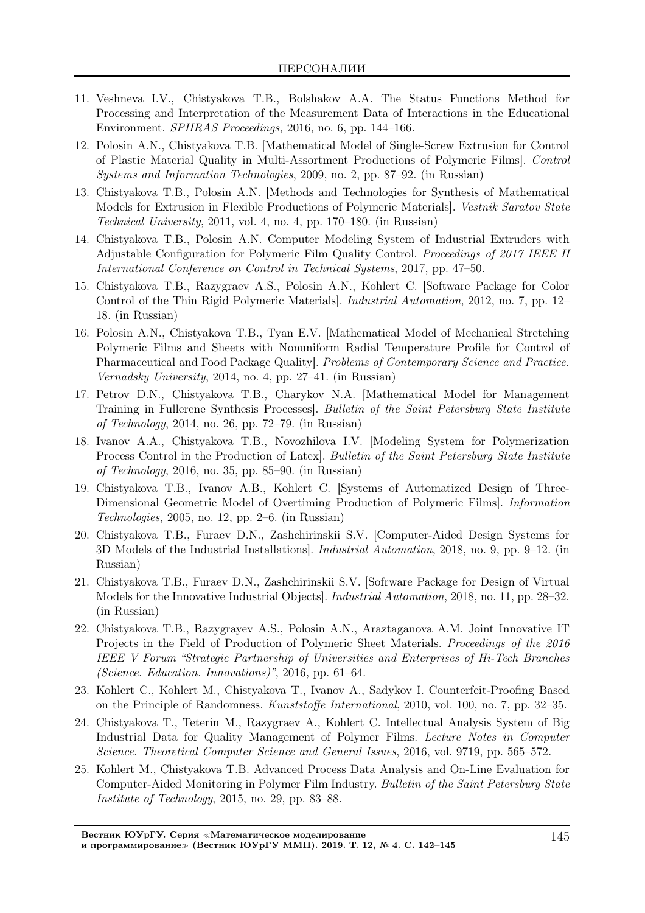11. Veshneva I.V., Chistyakova T.B., Bolshakov A.A. The Status Functions Method for Processing and Interpretation of the Measurement Data of Interactions in the Educational Environment. *SPIIRAS Proceedings*, 2016, no. 6, pp. 144–166.
12. Polosin A.N., Chistyakova T.B. [Mathematical Model of Single-Screw Extrusion for Control of Plastic Material Quality in Multi-Assortment Productions of Polymeric Films]. *Control Systems and Information Technologies*, 2009, no. 2, pp. 87–92. (in Russian)
13. Chistyakova T.B., Polosin A.N. [Methods and Technologies for Synthesis of Mathematical Models for Extrusion in Flexible Productions of Polymeric Materials]. *Vestnik Saratov State Technical University*, 2011, vol. 4, no. 4, pp. 170–180. (in Russian)
14. Chistyakova T.B., Polosin A.N. Computer Modeling System of Industrial Extruders with Adjustable Configuration for Polymeric Film Quality Control. *Proceedings of 2017 IEEE II International Conference on Control in Technical Systems*, 2017, pp. 47–50.
15. Chistyakova T.B., Razygraev A.S., Polosin A.N., Kohlert C. [Software Package for Color Control of the Thin Rigid Polymeric Materials]. *Industrial Automation*, 2012, no. 7, pp. 12–18. (in Russian)
16. Polosin A.N., Chistyakova T.B., Tyan E.V. [Mathematical Model of Mechanical Stretching Polymeric Films and Sheets with Nonuniform Radial Temperature Profile for Control of Pharmaceutical and Food Package Quality]. *Problems of Contemporary Science and Practice. Vernadsky University*, 2014, no. 4, pp. 27–41. (in Russian)
17. Petrov D.N., Chistyakova T.B., Charykov N.A. [Mathematical Model for Management Training in Fullerene Synthesis Processes]. *Bulletin of the Saint Petersburg State Institute of Technology*, 2014, no. 26, pp. 72–79. (in Russian)
18. Ivanov A.A., Chistyakova T.B., Novozhilova I.V. [Modeling System for Polymerization Process Control in the Production of Latex]. *Bulletin of the Saint Petersburg State Institute of Technology*, 2016, no. 35, pp. 85–90. (in Russian)
19. Chistyakova T.B., Ivanov A.B., Kohlert C. [Systems of Automatized Design of Three-Dimensional Geometric Model of Overtiming Production of Polymeric Films]. *Information Technologies*, 2005, no. 12, pp. 2–6. (in Russian)
20. Chistyakova T.B., Furaev D.N., Zashchirinskii S.V. [Computer-Aided Design Systems for 3D Models of the Industrial Installations]. *Industrial Automation*, 2018, no. 9, pp. 9–12. (in Russian)
21. Chistyakova T.B., Furaev D.N., Zashchirinskii S.V. [Sofrware Package for Design of Virtual Models for the Innovative Industrial Objects]. *Industrial Automation*, 2018, no. 11, pp. 28–32. (in Russian)
22. Chistyakova T.B., Razygrayev A.S., Polosin A.N., Araztaganova A.M. Joint Innovative IT Projects in the Field of Production of Polymeric Sheet Materials. *Proceedings of the 2016 IEEE V Forum "Strategic Partnership of Universities and Enterprises of Hi-Tech Branches (Science. Education. Innovations)"*, 2016, pp. 61–64.
23. Kohlert C., Kohlert M., Chistyakova T., Ivanov A., Sadykov I. Counterfeit-Proofing Based on the Principle of Randomness. *Kunststoffe International*, 2010, vol. 100, no. 7, pp. 32–35.
24. Chistyakova T., Teterin M., Razygraev A., Kohlert C. Intellectual Analysis System of Big Industrial Data for Quality Management of Polymer Films. *Lecture Notes in Computer Science. Theoretical Computer Science and General Issues*, 2016, vol. 9719, pp. 565–572.
25. Kohlert M., Chistyakova T.B. Advanced Process Data Analysis and On-Line Evaluation for Computer-Aided Monitoring in Polymer Film Industry. *Bulletin of the Saint Petersburg State Institute of Technology*, 2015, no. 29, pp. 83–88.